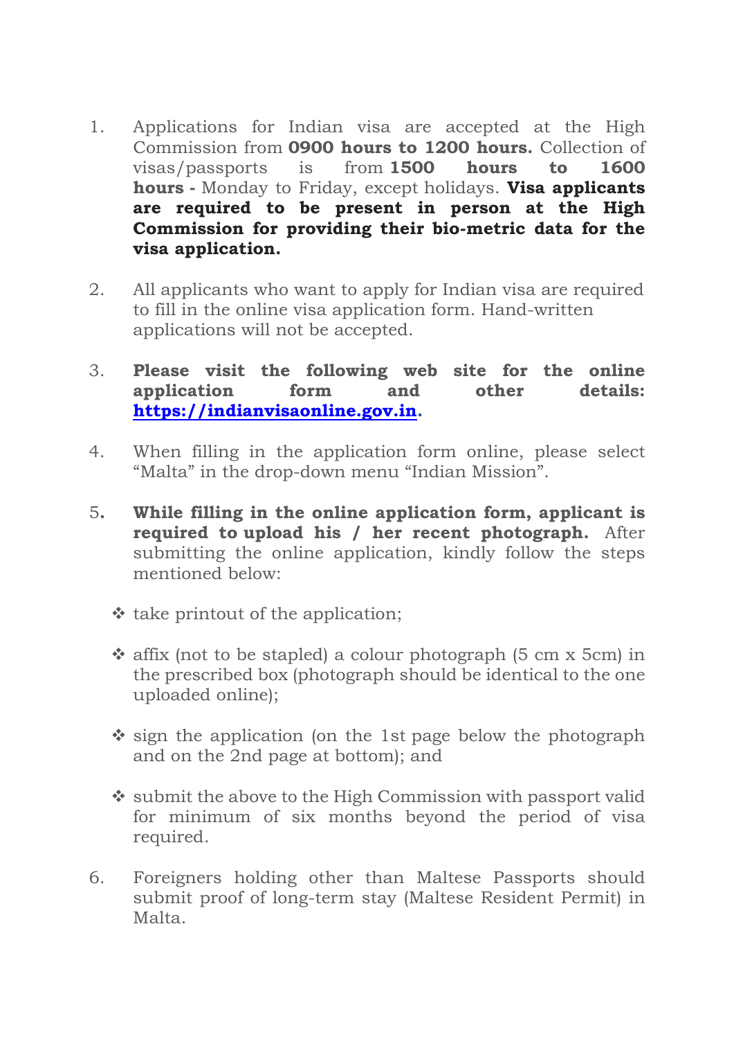1. Applications for Indian visa are accepted at the High Commission from **0900 hours to 1200 hours.** Collection of visas/passports is from **1500 hours to 1600 hours -** Monday to Friday, except holidays. **Visa applicants are required to be present in person at the High Commission for providing their bio-metric data for the visa application.**

2. All applicants who want to apply for Indian visa are required to fill in the online visa application form. Hand-written applications will not be accepted.

3. **Please visit the following web site for the online application form and other details: [https://indianvisaonline.gov.in](https://indianvisaonline.gov.in).**

4. When filling in the application form online, please select "Malta" in the drop-down menu "Indian Mission".

5. **While filling in the online application form, applicant is required to upload his / her recent photograph.** After submitting the online application, kindly follow the steps mentioned below:

   - take printout of the application;
   - affix (not to be stapled) a colour photograph (5 cm x 5cm) in the prescribed box (photograph should be identical to the one uploaded online);
   - sign the application (on the 1st page below the photograph and on the 2nd page at bottom); and
   - submit the above to the High Commission with passport valid for minimum of six months beyond the period of visa required.

6. Foreigners holding other than Maltese Passports should submit proof of long-term stay (Maltese Resident Permit) in Malta.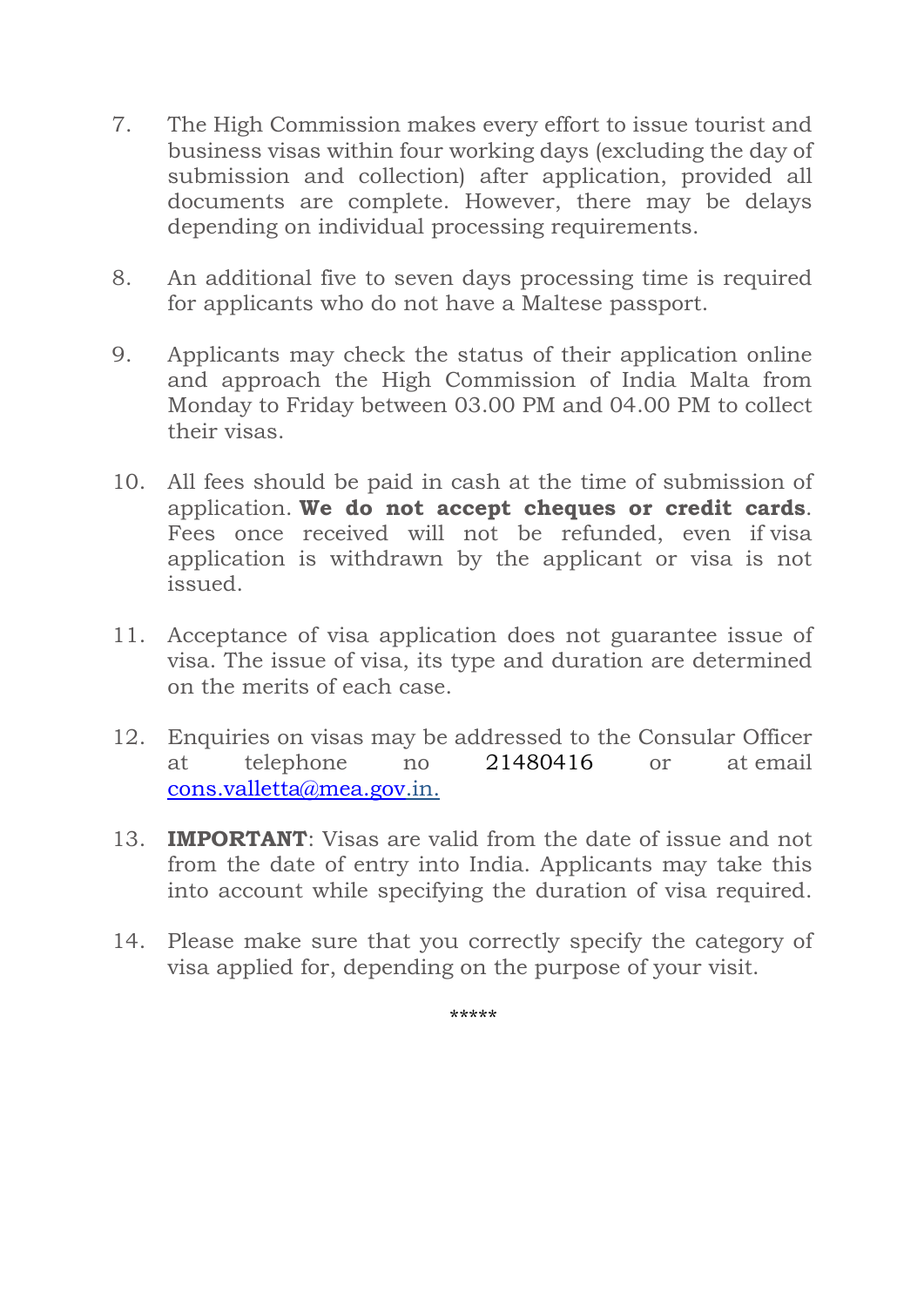7. The High Commission makes every effort to issue tourist and business visas within four working days (excluding the day of submission and collection) after application, provided all documents are complete. However, there may be delays depending on individual processing requirements.

8. An additional five to seven days processing time is required for applicants who do not have a Maltese passport.

9. Applicants may check the status of their application online and approach the High Commission of India Malta from Monday to Friday between 03.00 PM and 04.00 PM to collect their visas.

10. All fees should be paid in cash at the time of submission of application. **We do not accept cheques or credit cards**. Fees once received will not be refunded, even if visa application is withdrawn by the applicant or visa is not issued.

11. Acceptance of visa application does not guarantee issue of visa. The issue of visa, its type and duration are determined on the merits of each case.

12. Enquiries on visas may be addressed to the Consular Officer at telephone no 21480416 or at email cons.valletta@mea.gov.in.

13. **IMPORTANT**: Visas are valid from the date of issue and not from the date of entry into India. Applicants may take this into account while specifying the duration of visa required.

14. Please make sure that you correctly specify the category of visa applied for, depending on the purpose of your visit.

*****